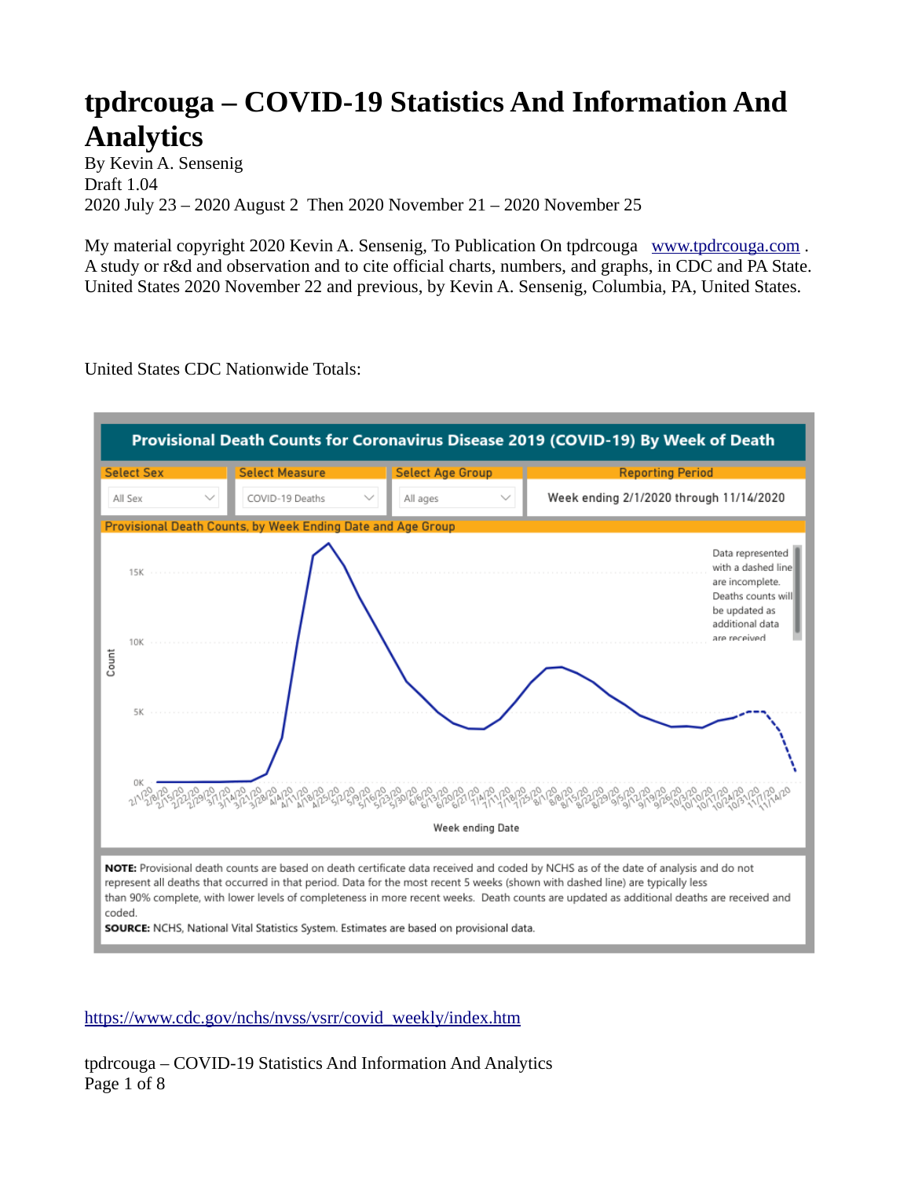# tpdrcouga – COVID-19 Statistics And Information And Analytics

By Kevin A. Sensenig
Draft 1.04
2020 July 23 – 2020 August 2 Then 2020 November 21 – 2020 November 25

My material copyright 2020 Kevin A. Sensenig, To Publication On tpdrcouga [www.tpdrcouga.com](http://www.tpdrcouga.com) .
A study or r&d and observation and to cite official charts, numbers, and graphs, in CDC and PA State.
United States 2020 November 22 and previous, by Kevin A. Sensenig, Columbia, PA, United States.

United States CDC Nationwide Totals:

**Provisional Death Counts for Coronavirus Disease 2019 (COVID-19) By Week of Death**

| Select Sex | Select Measure | Select Age Group | Reporting Period |
|---|---|---|---|
| All Sex | COVID-19 Deaths | All ages | Week ending 2/1/2020 through 11/14/2020 |

Provisional Death Counts, by Week Ending Date and Age Group

Data represented with a dashed line are incomplete. Deaths counts will be updated as additional data are received.

Count: 0K, 5K, 10K, 15K

Week ending Date: 2/1/20, 2/8/20, 2/15/20, 2/22/20, 2/29/20, 3/7/20, 3/14/20, 3/21/20, 3/28/20, 4/4/20, 4/11/20, 4/18/20, 4/25/20, 5/2/20, 5/9/20, 5/16/20, 5/23/20, 5/30/20, 6/6/20, 6/13/20, 6/20/20, 6/27/20, 7/4/20, 7/11/20, 7/18/20, 7/25/20, 8/1/20, 8/8/20, 8/15/20, 8/22/20, 8/29/20, 9/5/20, 9/12/20, 9/19/20, 9/26/20, 10/3/20, 10/10/20, 10/17/20, 10/24/20, 10/31/20, 11/7/20, 11/14/20

**NOTE:** Provisional death counts are based on death certificate data received and coded by NCHS as of the date of analysis and do not represent all deaths that occurred in that period. Data for the most recent 5 weeks (shown with dashed line) are typically less than 90% complete, with lower levels of completeness in more recent weeks. Death counts are updated as additional deaths are received and coded.

**SOURCE:** NCHS, National Vital Statistics System. Estimates are based on provisional data.

[https://www.cdc.gov/nchs/nvss/vsrr/covid_weekly/index.htm](https://www.cdc.gov/nchs/nvss/vsrr/covid_weekly/index.htm)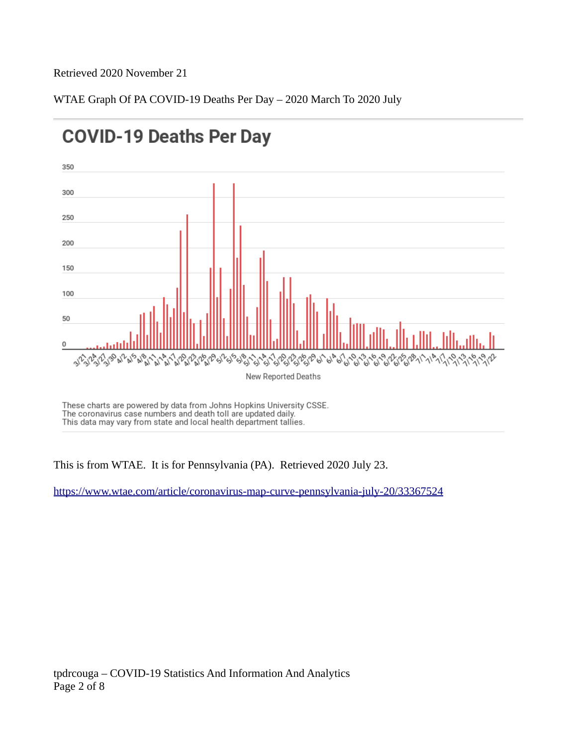Retrieved 2020 November 21

WTAE Graph Of PA COVID-19 Deaths Per Day – 2020 March To 2020 July

## COVID-19 Deaths Per Day

New Reported Deaths

These charts are powered by data from Johns Hopkins University CSSE.
The coronavirus case numbers and death toll are updated daily.
This data may vary from state and local health department tallies.

This is from WTAE. It is for Pennsylvania (PA). Retrieved 2020 July 23.

https://www.wtae.com/article/coronavirus-map-curve-pennsylvania-july-20/33367524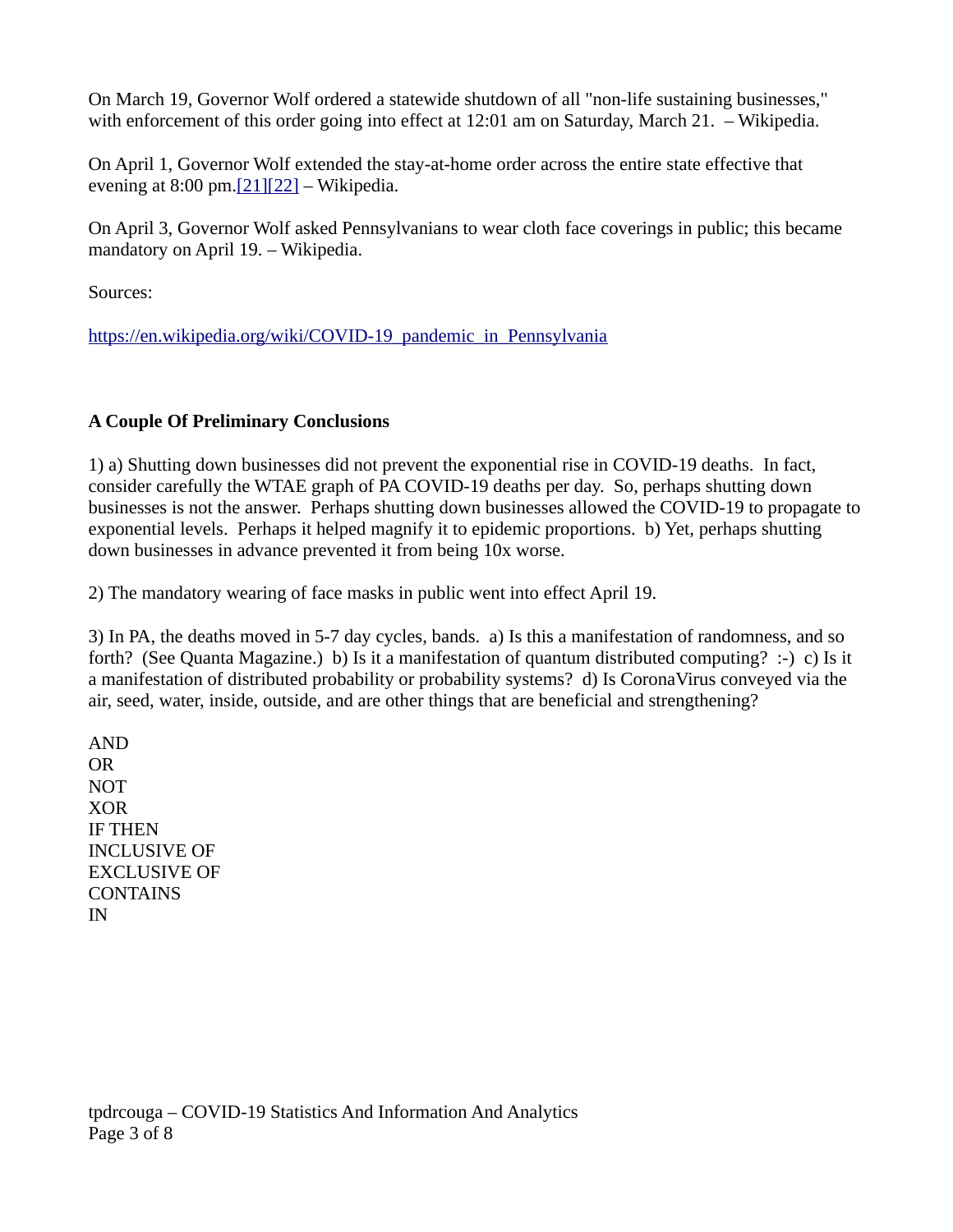On March 19, Governor Wolf ordered a statewide shutdown of all "non-life sustaining businesses," with enforcement of this order going into effect at 12:01 am on Saturday, March 21. – Wikipedia.

On April 1, Governor Wolf extended the stay-at-home order across the entire state effective that evening at 8:00 pm.[21][22] – Wikipedia.

On April 3, Governor Wolf asked Pennsylvanians to wear cloth face coverings in public; this became mandatory on April 19. – Wikipedia.

Sources:

https://en.wikipedia.org/wiki/COVID-19_pandemic_in_Pennsylvania

**A Couple Of Preliminary Conclusions**

1) a) Shutting down businesses did not prevent the exponential rise in COVID-19 deaths. In fact, consider carefully the WTAE graph of PA COVID-19 deaths per day. So, perhaps shutting down businesses is not the answer. Perhaps shutting down businesses allowed the COVID-19 to propagate to exponential levels. Perhaps it helped magnify it to epidemic proportions. b) Yet, perhaps shutting down businesses in advance prevented it from being 10x worse.

2) The mandatory wearing of face masks in public went into effect April 19.

3) In PA, the deaths moved in 5-7 day cycles, bands. a) Is this a manifestation of randomness, and so forth? (See Quanta Magazine.) b) Is it a manifestation of quantum distributed computing? :-) c) Is it a manifestation of distributed probability or probability systems? d) Is CoronaVirus conveyed via the air, seed, water, inside, outside, and are other things that are beneficial and strengthening?

AND
OR
NOT
XOR
IF THEN
INCLUSIVE OF
EXCLUSIVE OF
CONTAINS
IN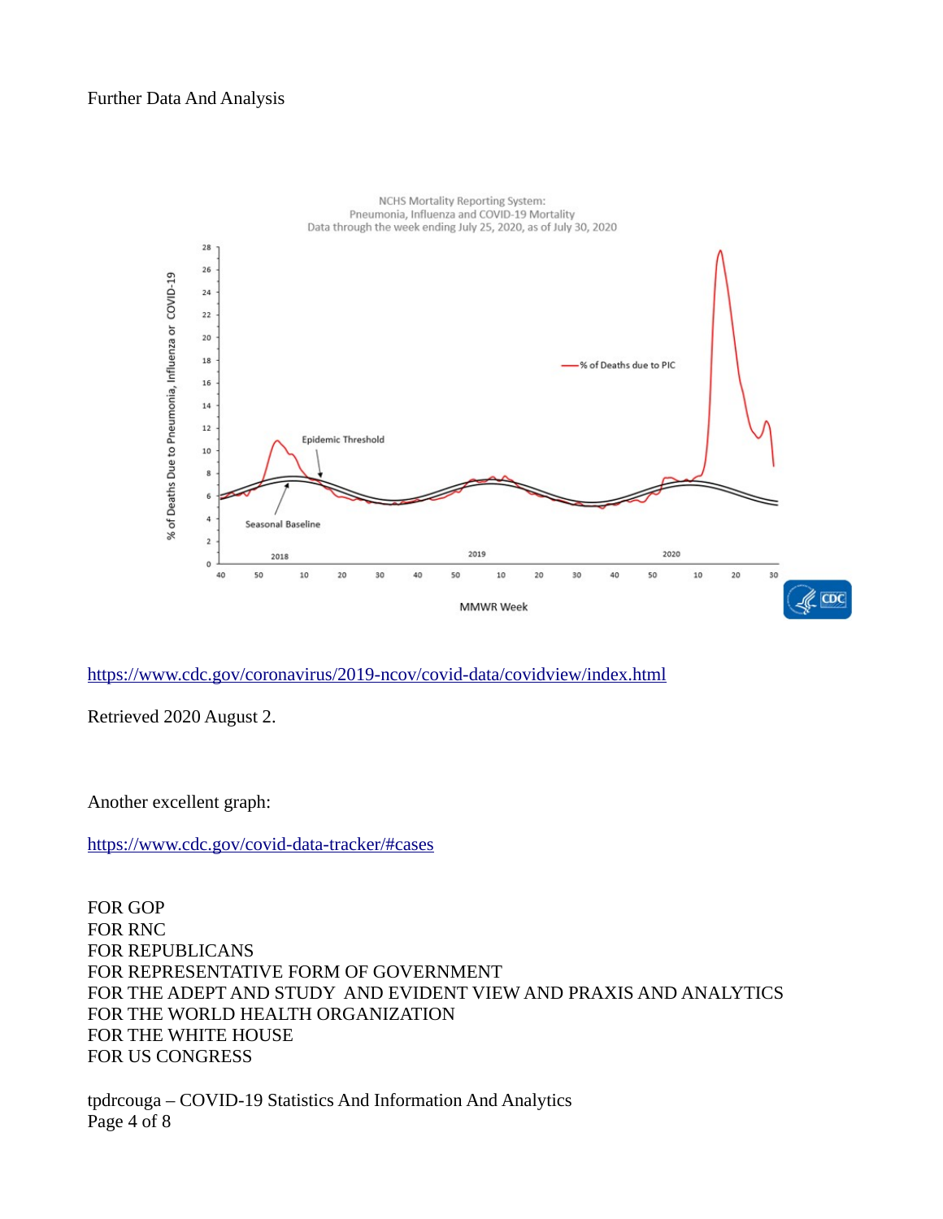Further Data And Analysis

NCHS Mortality Reporting System:
Pneumonia, Influenza and COVID-19 Mortality
Data through the week ending July 25, 2020, as of July 30, 2020

https://www.cdc.gov/coronavirus/2019-ncov/covid-data/covidview/index.html

Retrieved 2020 August 2.

Another excellent graph:

https://www.cdc.gov/covid-data-tracker/#cases

FOR GOP
FOR RNC
FOR REPUBLICANS
FOR REPRESENTATIVE FORM OF GOVERNMENT
FOR THE ADEPT AND STUDY AND EVIDENT VIEW AND PRAXIS AND ANALYTICS
FOR THE WORLD HEALTH ORGANIZATION
FOR THE WHITE HOUSE
FOR US CONGRESS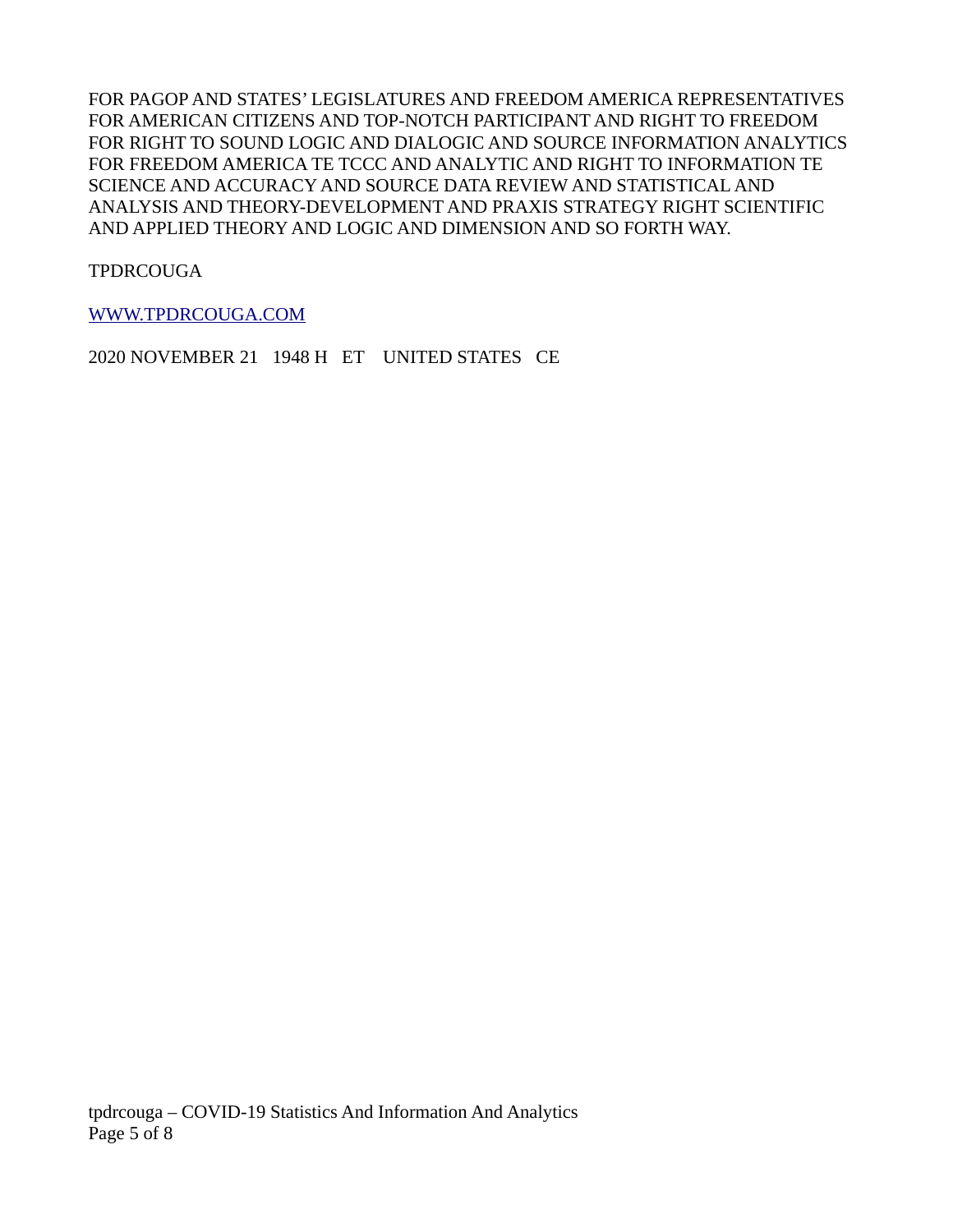FOR PAGOP AND STATES' LEGISLATURES AND FREEDOM AMERICA REPRESENTATIVES FOR AMERICAN CITIZENS AND TOP-NOTCH PARTICIPANT AND RIGHT TO FREEDOM FOR RIGHT TO SOUND LOGIC AND DIALOGIC AND SOURCE INFORMATION ANALYTICS FOR FREEDOM AMERICA TE TCCC AND ANALYTIC AND RIGHT TO INFORMATION TE SCIENCE AND ACCURACY AND SOURCE DATA REVIEW AND STATISTICAL AND ANALYSIS AND THEORY-DEVELOPMENT AND PRAXIS STRATEGY RIGHT SCIENTIFIC AND APPLIED THEORY AND LOGIC AND DIMENSION AND SO FORTH WAY.

TPDRCOUGA

[WWW.TPDRCOUGA.COM](http://WWW.TPDRCOUGA.COM)

2020 NOVEMBER 21   1948 H   ET   UNITED STATES   CE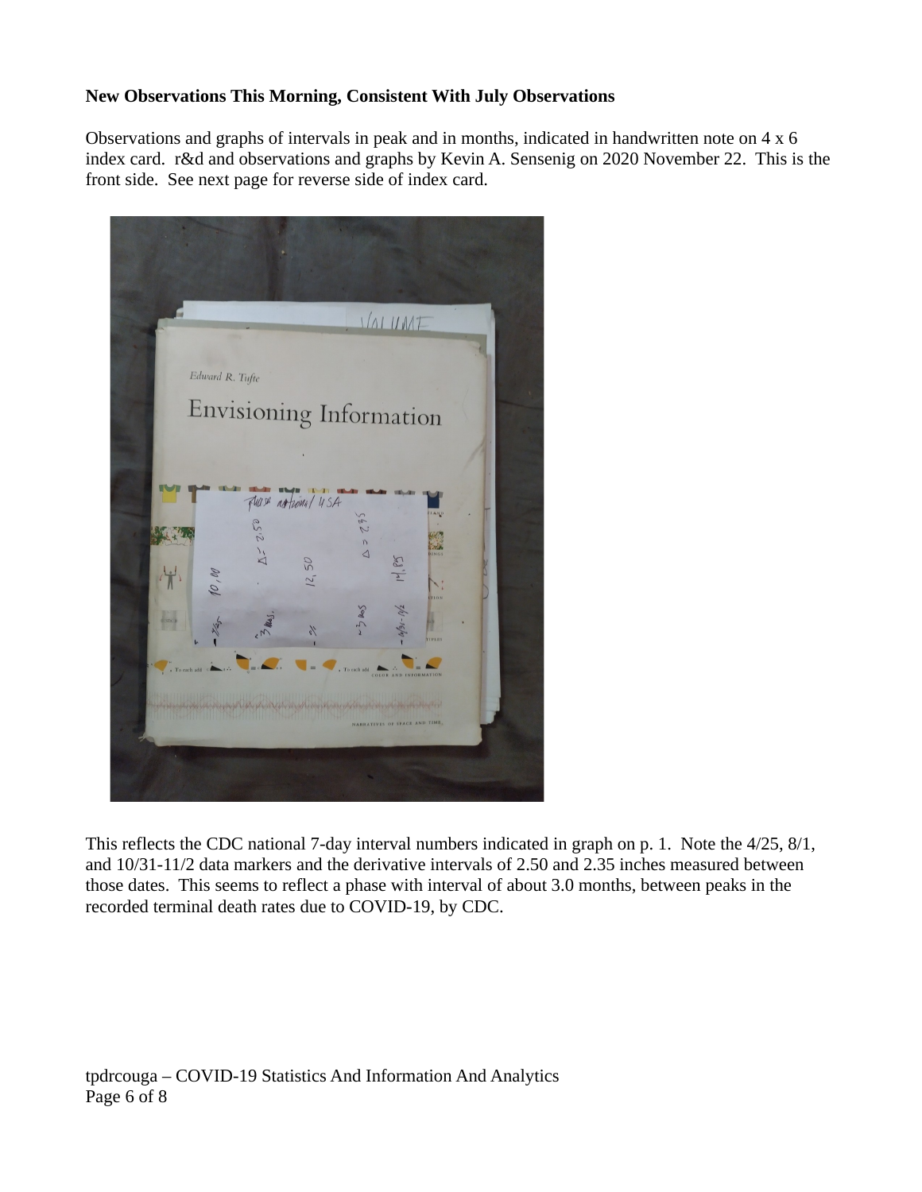**New Observations This Morning, Consistent With July Observations**

Observations and graphs of intervals in peak and in months, indicated in handwritten note on 4 x 6 index card. r&d and observations and graphs by Kevin A. Sensenig on 2020 November 22. This is the front side. See next page for reverse side of index card.

This reflects the CDC national 7-day interval numbers indicated in graph on p. 1. Note the 4/25, 8/1, and 10/31-11/2 data markers and the derivative intervals of 2.50 and 2.35 inches measured between those dates. This seems to reflect a phase with interval of about 3.0 months, between peaks in the recorded terminal death rates due to COVID-19, by CDC.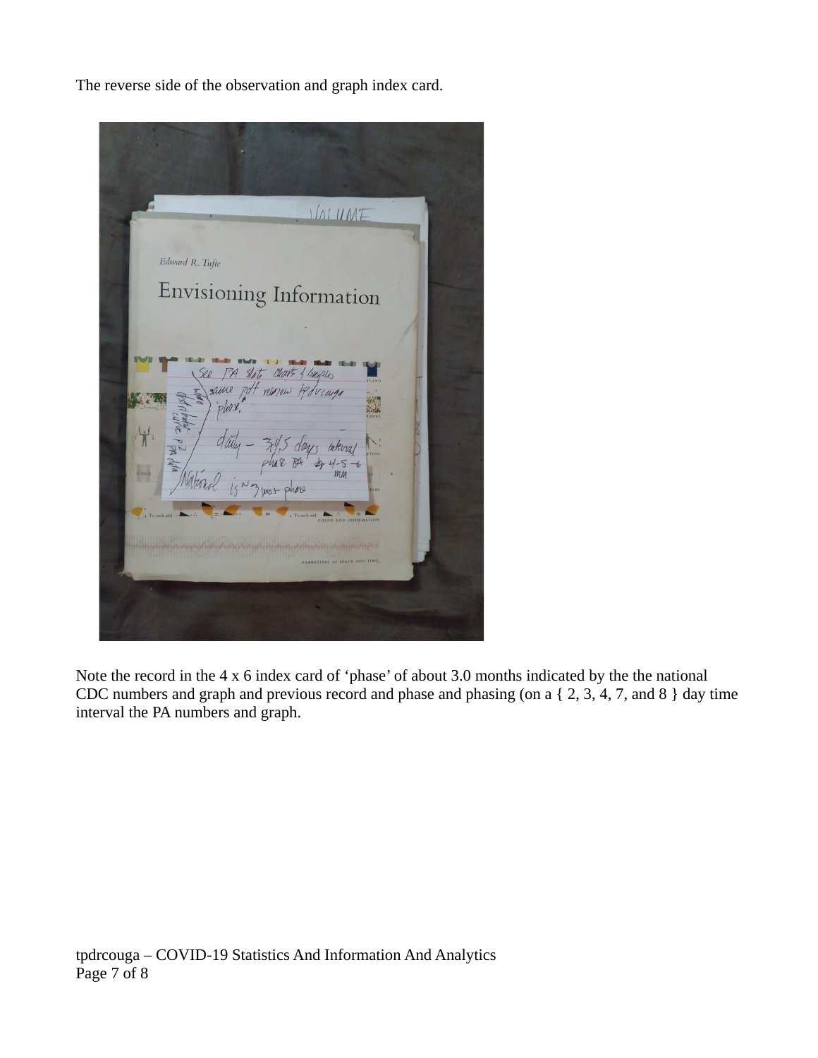The reverse side of the observation and graph index card.

Note the record in the 4 x 6 index card of 'phase' of about 3.0 months indicated by the the national CDC numbers and graph and previous record and phase and phasing (on a { 2, 3, 4, 7, and 8 } day time interval the PA numbers and graph.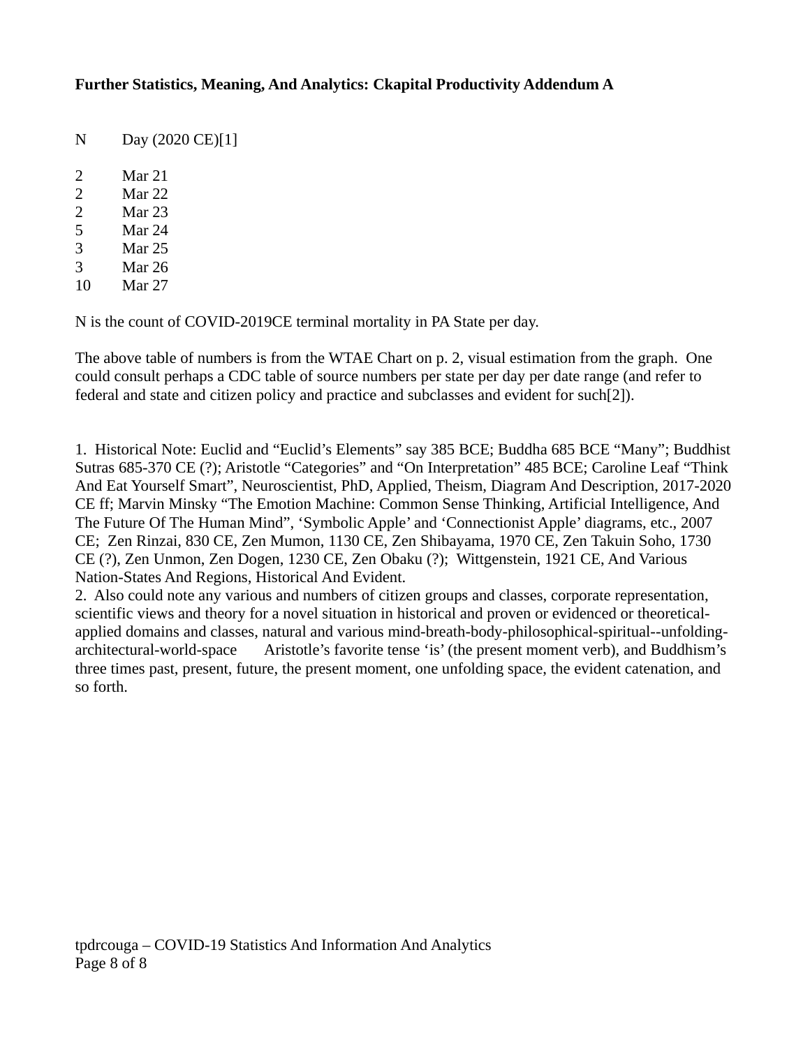**Further Statistics, Meaning, And Analytics: Ckapital Productivity Addendum A**

| N | Day (2020 CE)[1] |
|---|---|
| 2 | Mar 21 |
| 2 | Mar 22 |
| 2 | Mar 23 |
| 5 | Mar 24 |
| 3 | Mar 25 |
| 3 | Mar 26 |
| 10 | Mar 27 |

N is the count of COVID-2019CE terminal mortality in PA State per day.

The above table of numbers is from the WTAE Chart on p. 2, visual estimation from the graph. One could consult perhaps a CDC table of source numbers per state per day per date range (and refer to federal and state and citizen policy and practice and subclasses and evident for such[2]).

1. Historical Note: Euclid and "Euclid's Elements" say 385 BCE; Buddha 685 BCE "Many"; Buddhist Sutras 685-370 CE (?); Aristotle "Categories" and "On Interpretation" 485 BCE; Caroline Leaf "Think And Eat Yourself Smart", Neuroscientist, PhD, Applied, Theism, Diagram And Description, 2017-2020 CE ff; Marvin Minsky "The Emotion Machine: Common Sense Thinking, Artificial Intelligence, And The Future Of The Human Mind", 'Symbolic Apple' and 'Connectionist Apple' diagrams, etc., 2007 CE; Zen Rinzai, 830 CE, Zen Mumon, 1130 CE, Zen Shibayama, 1970 CE, Zen Takuin Soho, 1730 CE (?), Zen Unmon, Zen Dogen, 1230 CE, Zen Obaku (?); Wittgenstein, 1921 CE, And Various Nation-States And Regions, Historical And Evident.

2. Also could note any various and numbers of citizen groups and classes, corporate representation, scientific views and theory for a novel situation in historical and proven or evidenced or theoretical-applied domains and classes, natural and various mind-breath-body-philosophical-spiritual--unfolding-architectural-world-space Aristotle's favorite tense 'is' (the present moment verb), and Buddhism's three times past, present, future, the present moment, one unfolding space, the evident catenation, and so forth.